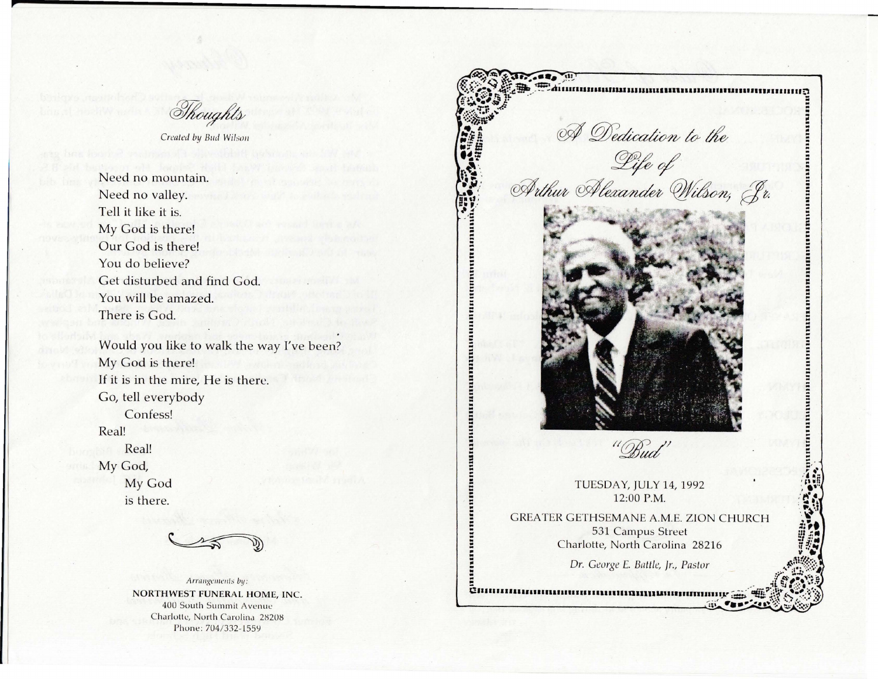## *Thoughts*

*Created by Bud Wilson*

Need no mountain.
Need no valley.
Tell it like it is.
My God is there!
Our God is there!
You do believe?
Get disturbed and find God.
You will be amazed.
There is God.

Would you like to walk the way I've been?
My God is there!
If it is in the mire, He is there.
Go, tell everybody
Confess!
Real!
Real!
My God,
My God
is there.

*Arrangements by:*

NORTHWEST FUNERAL HOME, INC.
400 South Summit Avenue
Charlotte, North Carolina 28208
Phone: 704/332-1559

# *A Dedication to the Life of Arthur Alexander Wilson, Jr.*

*"Bud"*

TUESDAY, JULY 14, 1992
12:00 P.M.

GREATER GETHSEMANE A.M.E. ZION CHURCH
531 Campus Street
Charlotte, North Carolina 28216

*Dr. George E. Battle, Jr., Pastor*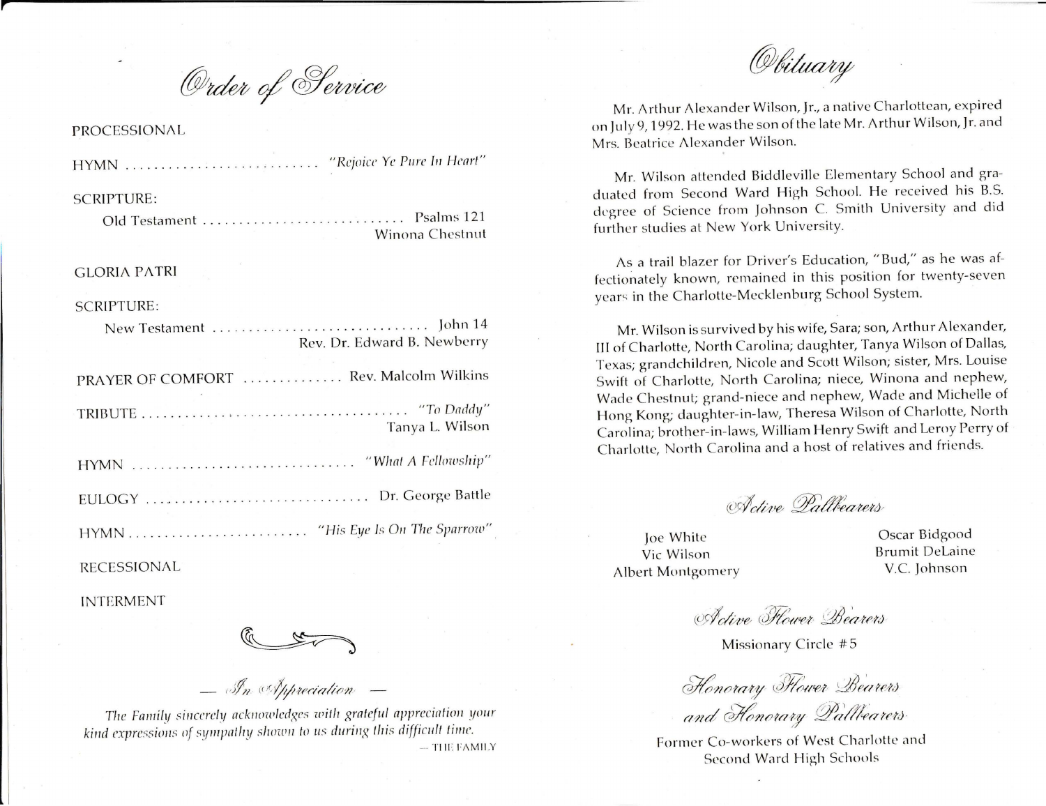# Order of Service

PROCESSIONAL

HYMN .......................... *"Rejoice Ye Pure In Heart"*

SCRIPTURE:

Old Testament .......................... Psalms 121
Winona Chestnut

GLORIA PATRI

SCRIPTURE:

New Testament .......................... John 14
Rev. Dr. Edward B. Newberry

PRAYER OF COMFORT .............. Rev. Malcolm Wilkins

TRIBUTE .......................... *"To Daddy"*
Tanya L. Wilson

HYMN .......................... *"What A Fellowship"*

EULOGY .......................... Dr. George Battle

HYMN .......................... *"His Eye Is On The Sparrow"*

RECESSIONAL

INTERMENT

## — In Appreciation —

*The Family sincerely acknowledges with grateful appreciation your kind expressions of sympathy shown to us during this difficult time.*

— THE FAMILY

# Obituary

Mr. Arthur Alexander Wilson, Jr., a native Charlottean, expired on July 9, 1992. He was the son of the late Mr. Arthur Wilson, Jr. and Mrs. Beatrice Alexander Wilson.

Mr. Wilson attended Biddleville Elementary School and graduated from Second Ward High School. He received his B.S. degree of Science from Johnson C. Smith University and did further studies at New York University.

As a trail blazer for Driver's Education, "Bud," as he was affectionately known, remained in this position for twenty-seven years in the Charlotte-Mecklenburg School System.

Mr. Wilson is survived by his wife, Sara; son, Arthur Alexander, III of Charlotte, North Carolina; daughter, Tanya Wilson of Dallas, Texas; grandchildren, Nicole and Scott Wilson; sister, Mrs. Louise Swift of Charlotte, North Carolina; niece, Winona and nephew, Wade Chestnut; grand-niece and nephew, Wade and Michelle of Hong Kong; daughter-in-law, Theresa Wilson of Charlotte, North Carolina; brother-in-laws, William Henry Swift and Leroy Perry of Charlotte, North Carolina and a host of relatives and friends.

## Active Pallbearers

Joe White
Vic Wilson
Albert Montgomery
Oscar Bidgood
Brumit DeLaine
V.C. Johnson

## Active Flower Bearers

Missionary Circle #5

## Honorary Flower Bearers and Honorary Pallbearers

Former Co-workers of West Charlotte and Second Ward High Schools